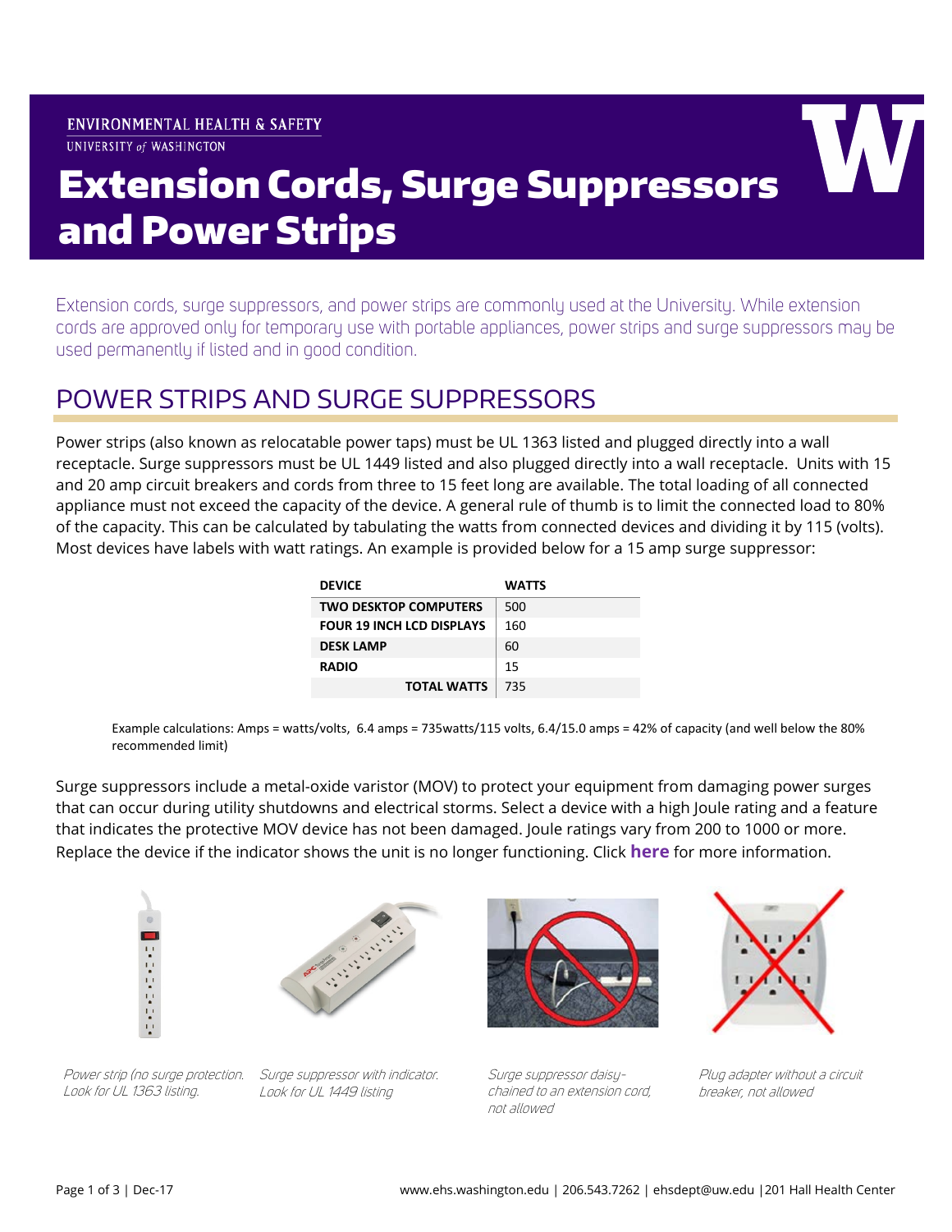ENVIRONMENTAL HEALTH & SAFETY
UNIVERSITY of WASHINGTON

# Extension Cords, Surge Suppressors and Power Strips

Extension cords, surge suppressors, and power strips are commonly used at the University. While extension cords are approved only for temporary use with portable appliances, power strips and surge suppressors may be used permanently if listed and in good condition.

## POWER STRIPS AND SURGE SUPPRESSORS

Power strips (also known as relocatable power taps) must be UL 1363 listed and plugged directly into a wall receptacle. Surge suppressors must be UL 1449 listed and also plugged directly into a wall receptacle. Units with 15 and 20 amp circuit breakers and cords from three to 15 feet long are available. The total loading of all connected appliance must not exceed the capacity of the device. A general rule of thumb is to limit the connected load to 80% of the capacity. This can be calculated by tabulating the watts from connected devices and dividing it by 115 (volts). Most devices have labels with watt ratings. An example is provided below for a 15 amp surge suppressor:

| DEVICE | WATTS |
|---|---|
| TWO DESKTOP COMPUTERS | 500 |
| FOUR 19 INCH LCD DISPLAYS | 160 |
| DESK LAMP | 60 |
| RADIO | 15 |
| TOTAL WATTS | 735 |

Example calculations: Amps = watts/volts, 6.4 amps = 735watts/115 volts, 6.4/15.0 amps = 42% of capacity (and well below the 80% recommended limit)

Surge suppressors include a metal-oxide varistor (MOV) to protect your equipment from damaging power surges that can occur during utility shutdowns and electrical storms. Select a device with a high Joule rating and a feature that indicates the protective MOV device has not been damaged. Joule ratings vary from 200 to 1000 or more. Replace the device if the indicator shows the unit is no longer functioning. Click **here** for more information.

*Power strip (no surge protection. Look for UL 1363 listing.*

*Surge suppressor with indicator. Look for UL 1449 listing*

*Surge suppressor daisy-chained to an extension cord, not allowed*

*Plug adapter without a circuit breaker, not allowed*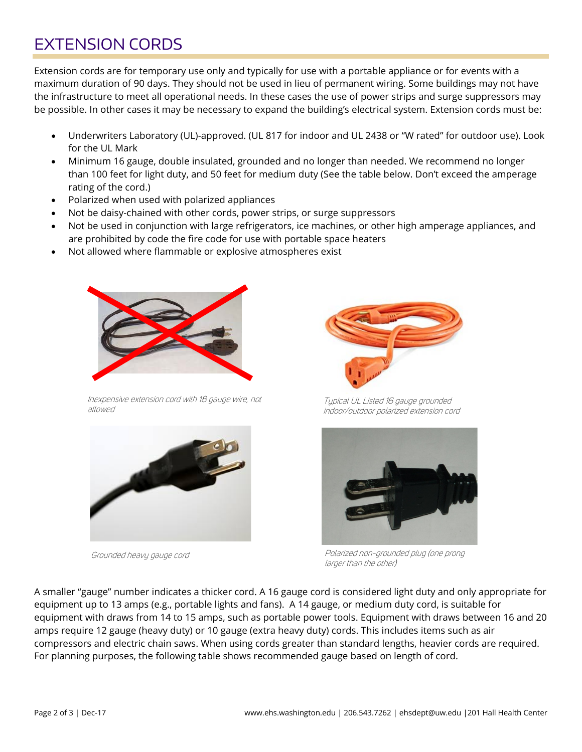# EXTENSION CORDS

Extension cords are for temporary use only and typically for use with a portable appliance or for events with a maximum duration of 90 days. They should not be used in lieu of permanent wiring. Some buildings may not have the infrastructure to meet all operational needs. In these cases the use of power strips and surge suppressors may be possible. In other cases it may be necessary to expand the building's electrical system. Extension cords must be:

- Underwriters Laboratory (UL)-approved. (UL 817 for indoor and UL 2438 or "W rated" for outdoor use). Look for the UL Mark
- Minimum 16 gauge, double insulated, grounded and no longer than needed. We recommend no longer than 100 feet for light duty, and 50 feet for medium duty (See the table below. Don't exceed the amperage rating of the cord.)
- Polarized when used with polarized appliances
- Not be daisy-chained with other cords, power strips, or surge suppressors
- Not be used in conjunction with large refrigerators, ice machines, or other high amperage appliances, and are prohibited by code the fire code for use with portable space heaters
- Not allowed where flammable or explosive atmospheres exist

*Inexpensive extension cord with 18 gauge wire, not allowed*

*Typical UL Listed 16 gauge grounded indoor/outdoor polarized extension cord*

*Grounded heavy gauge cord*

*Polarized non-grounded plug (one prong larger than the other)*

A smaller "gauge" number indicates a thicker cord. A 16 gauge cord is considered light duty and only appropriate for equipment up to 13 amps (e.g., portable lights and fans). A 14 gauge, or medium duty cord, is suitable for equipment with draws from 14 to 15 amps, such as portable power tools. Equipment with draws between 16 and 20 amps require 12 gauge (heavy duty) or 10 gauge (extra heavy duty) cords. This includes items such as air compressors and electric chain saws. When using cords greater than standard lengths, heavier cords are required. For planning purposes, the following table shows recommended gauge based on length of cord.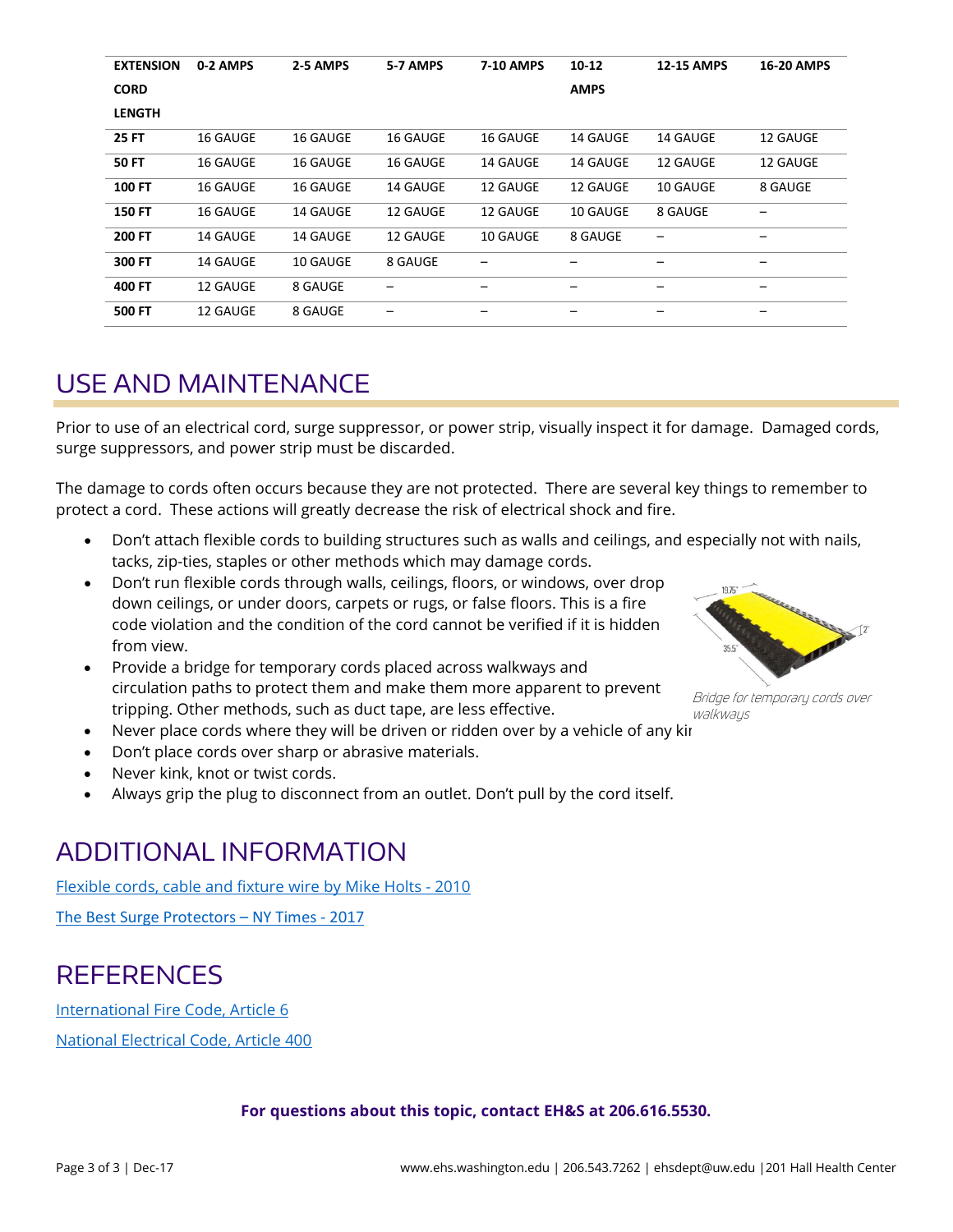| EXTENSION CORD LENGTH | 0-2 AMPS | 2-5 AMPS | 5-7 AMPS | 7-10 AMPS | 10-12 AMPS | 12-15 AMPS | 16-20 AMPS |
|---|---|---|---|---|---|---|---|
| 25 FT | 16 GAUGE | 16 GAUGE | 16 GAUGE | 16 GAUGE | 14 GAUGE | 14 GAUGE | 12 GAUGE |
| 50 FT | 16 GAUGE | 16 GAUGE | 16 GAUGE | 14 GAUGE | 14 GAUGE | 12 GAUGE | 12 GAUGE |
| 100 FT | 16 GAUGE | 16 GAUGE | 14 GAUGE | 12 GAUGE | 12 GAUGE | 10 GAUGE | 8 GAUGE |
| 150 FT | 16 GAUGE | 14 GAUGE | 12 GAUGE | 12 GAUGE | 10 GAUGE | 8 GAUGE | – |
| 200 FT | 14 GAUGE | 14 GAUGE | 12 GAUGE | 10 GAUGE | 8 GAUGE | – | – |
| 300 FT | 14 GAUGE | 10 GAUGE | 8 GAUGE | – | – | – | – |
| 400 FT | 12 GAUGE | 8 GAUGE | – | – | – | – | – |
| 500 FT | 12 GAUGE | 8 GAUGE | – | – | – | – | – |

# USE AND MAINTENANCE

Prior to use of an electrical cord, surge suppressor, or power strip, visually inspect it for damage. Damaged cords, surge suppressors, and power strip must be discarded.

The damage to cords often occurs because they are not protected. There are several key things to remember to protect a cord. These actions will greatly decrease the risk of electrical shock and fire.

- Don't attach flexible cords to building structures such as walls and ceilings, and especially not with nails, tacks, zip-ties, staples or other methods which may damage cords.
- Don't run flexible cords through walls, ceilings, floors, or windows, over drop down ceilings, or under doors, carpets or rugs, or false floors. This is a fire code violation and the condition of the cord cannot be verified if it is hidden from view.
- Provide a bridge for temporary cords placed across walkways and circulation paths to protect them and make them more apparent to prevent tripping. Other methods, such as duct tape, are less effective.
- Never place cords where they will be driven or ridden over by a vehicle of any kir
- Don't place cords over sharp or abrasive materials.
- Never kink, knot or twist cords.
- Always grip the plug to disconnect from an outlet. Don't pull by the cord itself.

19.75"
2"
35.5"

*Bridge for temporary cords over walkways*

# ADDITIONAL INFORMATION

[Flexible cords, cable and fixture wire by Mike Holts - 2010]

[The Best Surge Protectors – NY Times - 2017]

# REFERENCES

[International Fire Code, Article 6]

[National Electrical Code, Article 400]

**For questions about this topic, contact EH&S at 206.616.5530.**